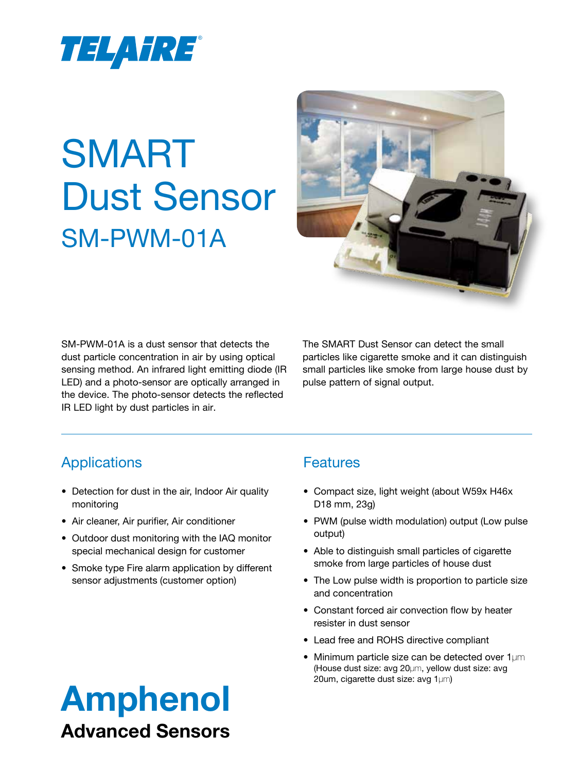TELAIRE®

# SMART Dust Sensor

## SM-PWM-01A

SM-PWM-01A is a dust sensor that detects the dust particle concentration in air by using optical sensing method. An infrared light emitting diode (IR LED) and a photo-sensor are optically arranged in the device. The photo-sensor detects the reflected IR LED light by dust particles in air.

The SMART Dust Sensor can detect the small particles like cigarette smoke and it can distinguish small particles like smoke from large house dust by pulse pattern of signal output.

## Applications

- Detection for dust in the air, Indoor Air quality monitoring
- Air cleaner, Air purifier, Air conditioner
- Outdoor dust monitoring with the IAQ monitor special mechanical design for customer
- Smoke type Fire alarm application by different sensor adjustments (customer option)

## Features

- Compact size, light weight (about W59x H46x D18 mm, 23g)
- PWM (pulse width modulation) output (Low pulse output)
- Able to distinguish small particles of cigarette smoke from large particles of house dust
- The Low pulse width is proportion to particle size and concentration
- Constant forced air convection flow by heater resister in dust sensor
- Lead free and ROHS directive compliant
- Minimum particle size can be detected over 1μm (House dust size: avg 20μm, yellow dust size: avg 20um, cigarette dust size: avg 1μm)

**Amphenol**
**Advanced Sensors**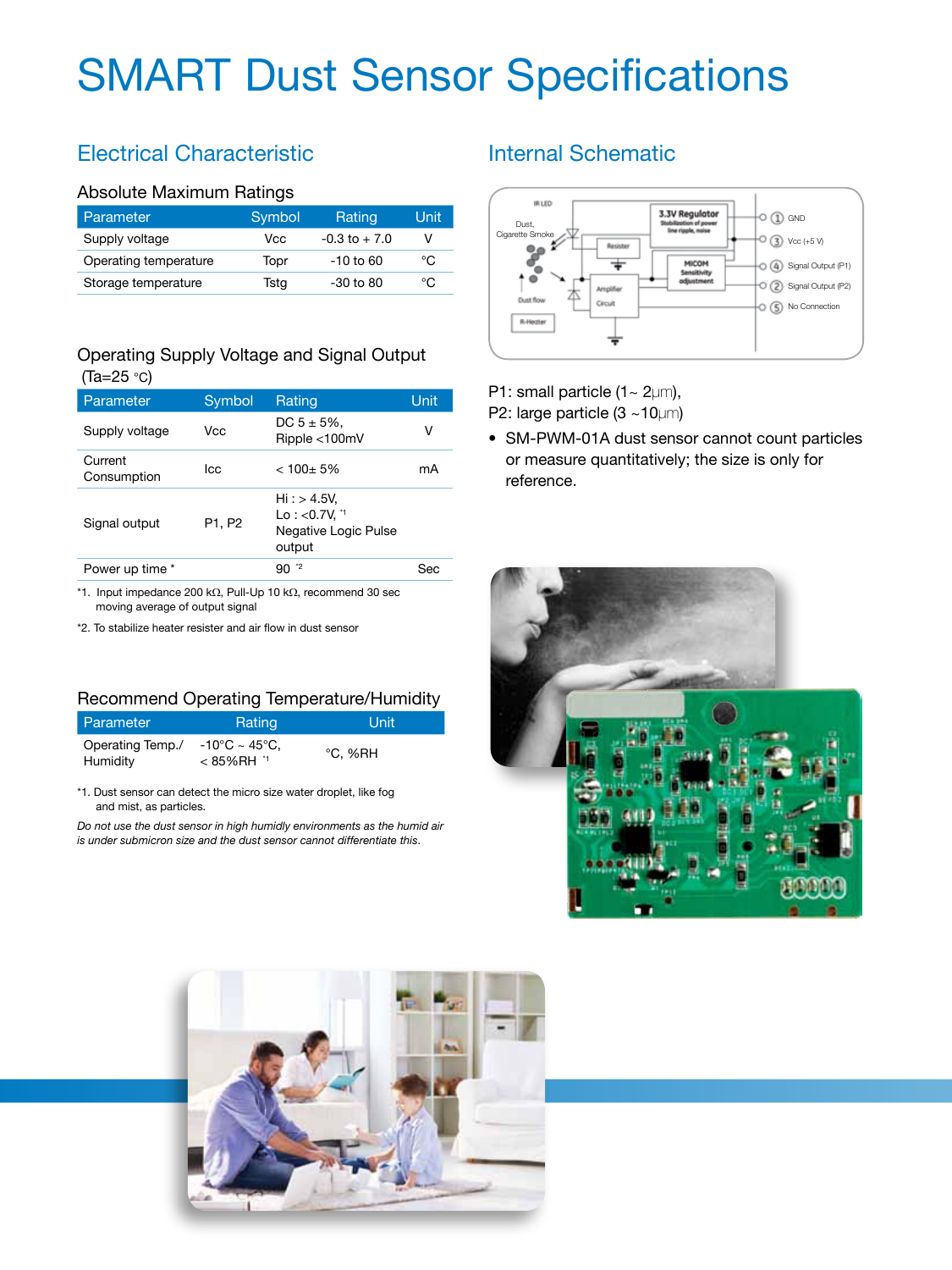# SMART Dust Sensor Specifications

## Electrical Characteristic

### Absolute Maximum Ratings

| Parameter | Symbol | Rating | Unit |
|---|---|---|---|
| Supply voltage | Vcc | -0.3 to + 7.0 | V |
| Operating temperature | Topr | -10 to 60 | °C |
| Storage temperature | Tstg | -30 to 80 | °C |

### Operating Supply Voltage and Signal Output

(Ta=25 °C)

| Parameter | Symbol | Rating | Unit |
|---|---|---|---|
| Supply voltage | Vcc | DC 5 ± 5%, Ripple <100mV | V |
| Current Consumption | Icc | < 100± 5% | mA |
| Signal output | P1, P2 | Hi : > 4.5V, Lo : <0.7V, [*1] Negative Logic Pulse output | |
| Power up time * | | 90 [*2] | Sec |

*1. Input impedance 200 kΩ, Pull-Up 10 kΩ, recommend 30 sec moving average of output signal

*2. To stabilize heater resister and air flow in dust sensor

### Recommend Operating Temperature/Humidity

| Parameter | Rating | Unit |
|---|---|---|
| Operating Temp./ Humidity | -10°C ~ 45°C, < 85%RH [*1] | °C, %RH |

*1. Dust sensor can detect the micro size water droplet, like fog and mist, as particles.

*Do not use the dust sensor in high humidly environments as the humid air is under submicron size and the dust sensor cannot differentiate this.*

## Internal Schematic

P1: small particle (1~ 2µm),
P2: large particle (3 ~10µm)

- SM-PWM-01A dust sensor cannot count particles or measure quantitatively; the size is only for reference.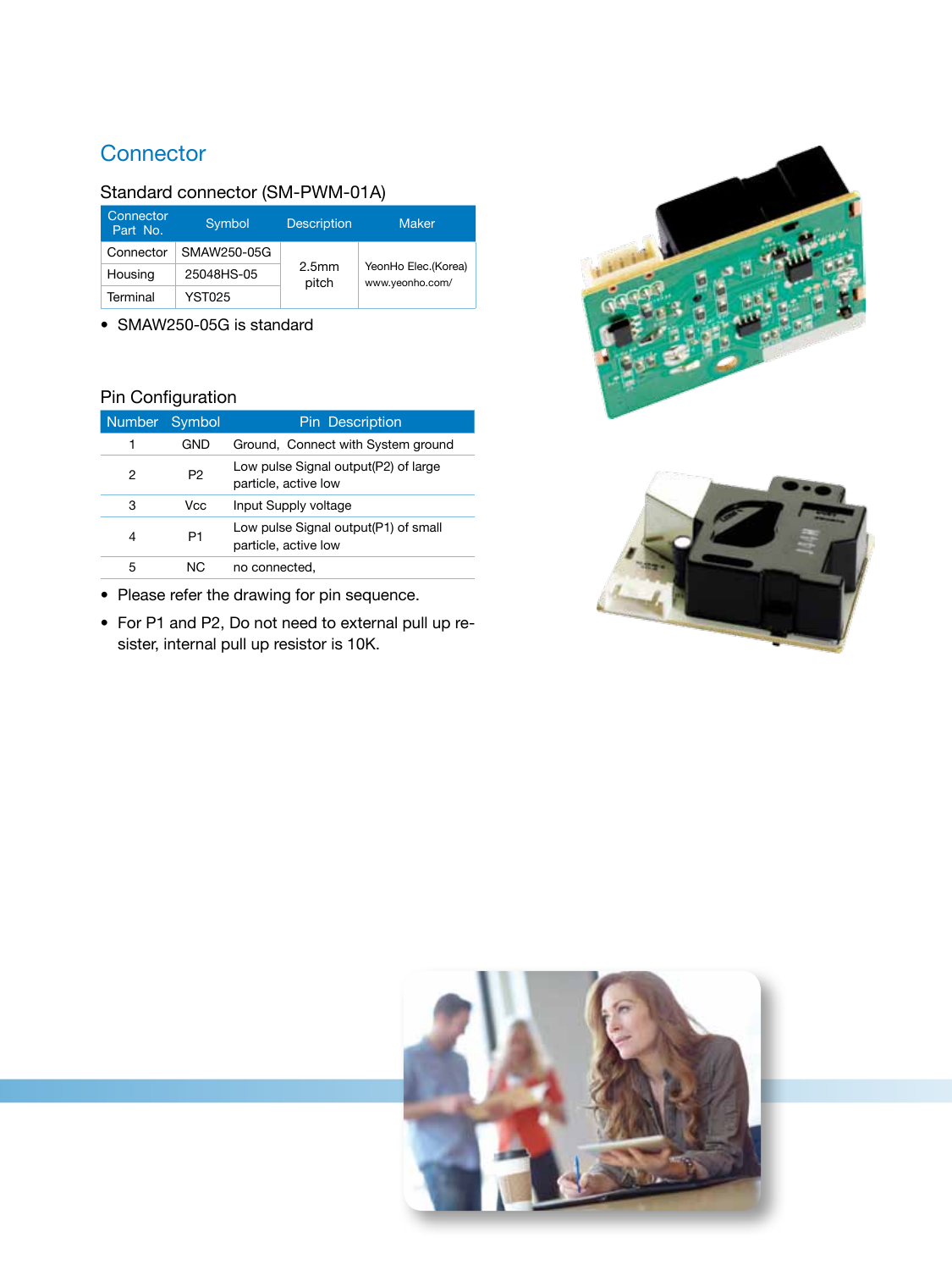# Connector

## Standard connector (SM-PWM-01A)

| Connector Part No. | Symbol | Description | Maker |
|---|---|---|---|
| Connector | SMAW250-05G | 2.5mm pitch | YeonHo Elec.(Korea) www.yeonho.com/ |
| Housing | 25048HS-05 | | |
| Terminal | YST025 | | |

- SMAW250-05G is standard

## Pin Configuration

| Number | Symbol | Pin Description |
|---|---|---|
| 1 | GND | Ground, Connect with System ground |
| 2 | P2 | Low pulse Signal output(P2) of large particle, active low |
| 3 | Vcc | Input Supply voltage |
| 4 | P1 | Low pulse Signal output(P1) of small particle, active low |
| 5 | NC | no connected, |

- Please refer the drawing for pin sequence.
- For P1 and P2, Do not need to external pull up resister, internal pull up resistor is 10K.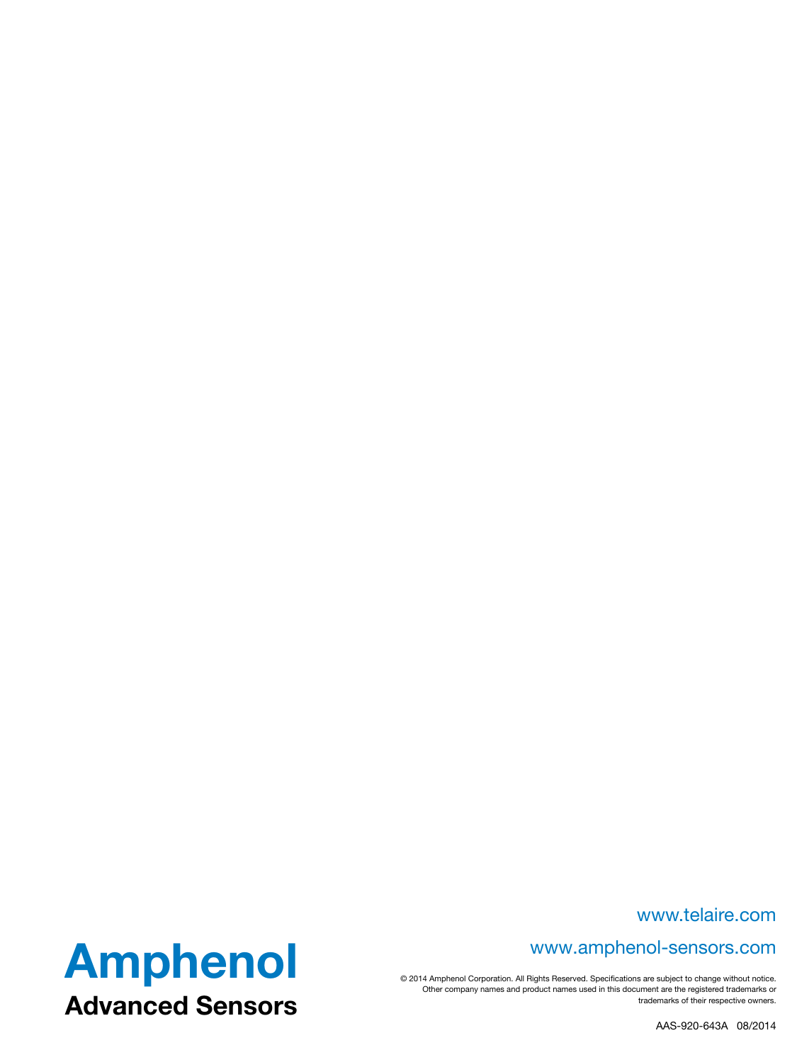www.telaire.com

www.amphenol-sensors.com

**Amphenol**
**Advanced Sensors**

© 2014 Amphenol Corporation. All Rights Reserved. Specifications are subject to change without notice.
Other company names and product names used in this document are the registered trademarks or trademarks of their respective owners.

AAS-920-643A 08/2014